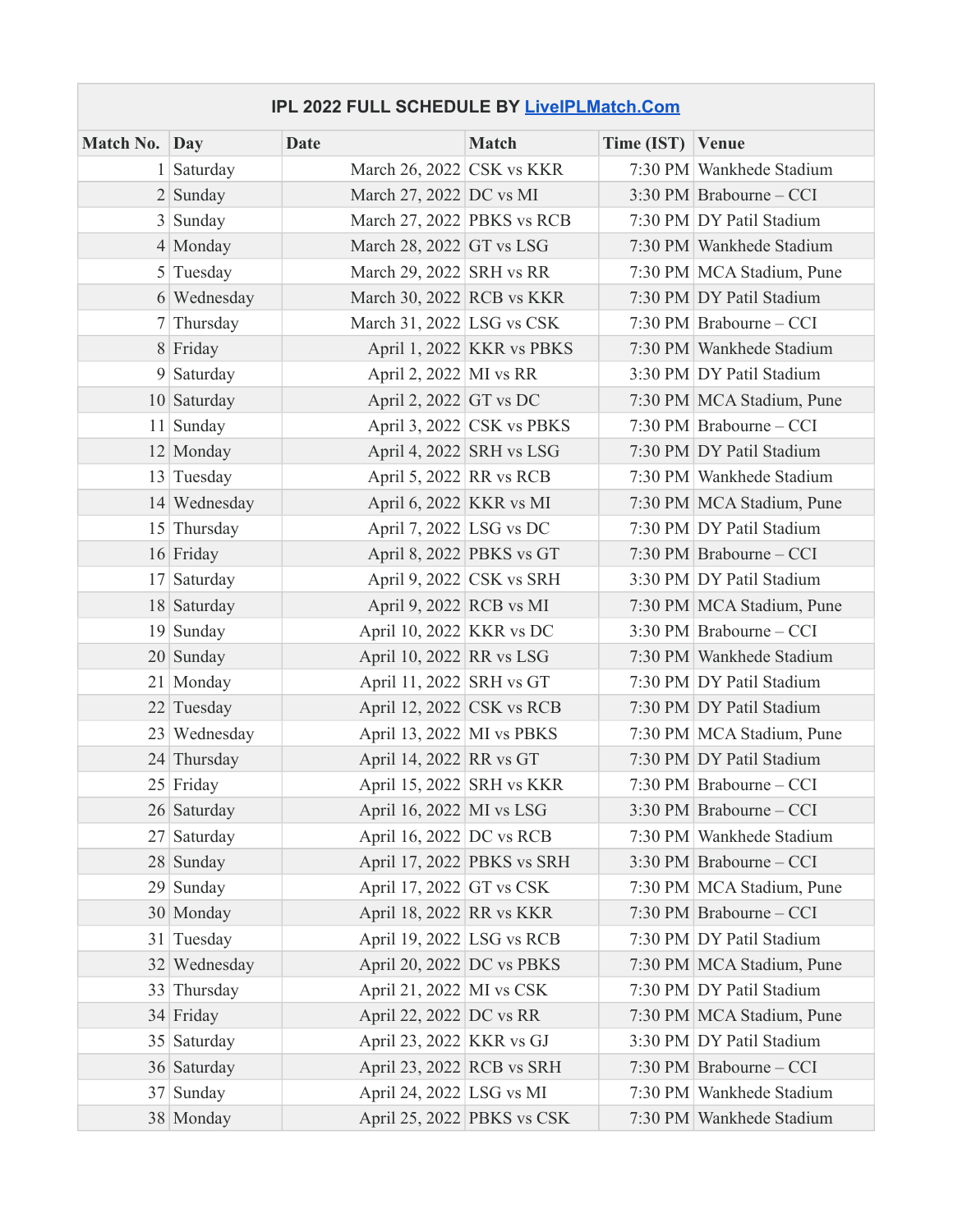| IPL 2022 FULL SCHEDULE BY [LiveIPLMatch.Com](LiveIPLMatch.Com) | | | | | |
|---|---|---|---|---|---|
| **Match No.** | **Day** | **Date** | **Match** | **Time (IST)** | **Venue** |
| 1 | Saturday | March 26, 2022 | CSK vs KKR | 7:30 PM | Wankhede Stadium |
| 2 | Sunday | March 27, 2022 | DC vs MI | 3:30 PM | Brabourne – CCI |
| 3 | Sunday | March 27, 2022 | PBKS vs RCB | 7:30 PM | DY Patil Stadium |
| 4 | Monday | March 28, 2022 | GT vs LSG | 7:30 PM | Wankhede Stadium |
| 5 | Tuesday | March 29, 2022 | SRH vs RR | 7:30 PM | MCA Stadium, Pune |
| 6 | Wednesday | March 30, 2022 | RCB vs KKR | 7:30 PM | DY Patil Stadium |
| 7 | Thursday | March 31, 2022 | LSG vs CSK | 7:30 PM | Brabourne – CCI |
| 8 | Friday | April 1, 2022 | KKR vs PBKS | 7:30 PM | Wankhede Stadium |
| 9 | Saturday | April 2, 2022 | MI vs RR | 3:30 PM | DY Patil Stadium |
| 10 | Saturday | April 2, 2022 | GT vs DC | 7:30 PM | MCA Stadium, Pune |
| 11 | Sunday | April 3, 2022 | CSK vs PBKS | 7:30 PM | Brabourne – CCI |
| 12 | Monday | April 4, 2022 | SRH vs LSG | 7:30 PM | DY Patil Stadium |
| 13 | Tuesday | April 5, 2022 | RR vs RCB | 7:30 PM | Wankhede Stadium |
| 14 | Wednesday | April 6, 2022 | KKR vs MI | 7:30 PM | MCA Stadium, Pune |
| 15 | Thursday | April 7, 2022 | LSG vs DC | 7:30 PM | DY Patil Stadium |
| 16 | Friday | April 8, 2022 | PBKS vs GT | 7:30 PM | Brabourne – CCI |
| 17 | Saturday | April 9, 2022 | CSK vs SRH | 3:30 PM | DY Patil Stadium |
| 18 | Saturday | April 9, 2022 | RCB vs MI | 7:30 PM | MCA Stadium, Pune |
| 19 | Sunday | April 10, 2022 | KKR vs DC | 3:30 PM | Brabourne – CCI |
| 20 | Sunday | April 10, 2022 | RR vs LSG | 7:30 PM | Wankhede Stadium |
| 21 | Monday | April 11, 2022 | SRH vs GT | 7:30 PM | DY Patil Stadium |
| 22 | Tuesday | April 12, 2022 | CSK vs RCB | 7:30 PM | DY Patil Stadium |
| 23 | Wednesday | April 13, 2022 | MI vs PBKS | 7:30 PM | MCA Stadium, Pune |
| 24 | Thursday | April 14, 2022 | RR vs GT | 7:30 PM | DY Patil Stadium |
| 25 | Friday | April 15, 2022 | SRH vs KKR | 7:30 PM | Brabourne – CCI |
| 26 | Saturday | April 16, 2022 | MI vs LSG | 3:30 PM | Brabourne – CCI |
| 27 | Saturday | April 16, 2022 | DC vs RCB | 7:30 PM | Wankhede Stadium |
| 28 | Sunday | April 17, 2022 | PBKS vs SRH | 3:30 PM | Brabourne – CCI |
| 29 | Sunday | April 17, 2022 | GT vs CSK | 7:30 PM | MCA Stadium, Pune |
| 30 | Monday | April 18, 2022 | RR vs KKR | 7:30 PM | Brabourne – CCI |
| 31 | Tuesday | April 19, 2022 | LSG vs RCB | 7:30 PM | DY Patil Stadium |
| 32 | Wednesday | April 20, 2022 | DC vs PBKS | 7:30 PM | MCA Stadium, Pune |
| 33 | Thursday | April 21, 2022 | MI vs CSK | 7:30 PM | DY Patil Stadium |
| 34 | Friday | April 22, 2022 | DC vs RR | 7:30 PM | MCA Stadium, Pune |
| 35 | Saturday | April 23, 2022 | KKR vs GJ | 3:30 PM | DY Patil Stadium |
| 36 | Saturday | April 23, 2022 | RCB vs SRH | 7:30 PM | Brabourne – CCI |
| 37 | Sunday | April 24, 2022 | LSG vs MI | 7:30 PM | Wankhede Stadium |
| 38 | Monday | April 25, 2022 | PBKS vs CSK | 7:30 PM | Wankhede Stadium |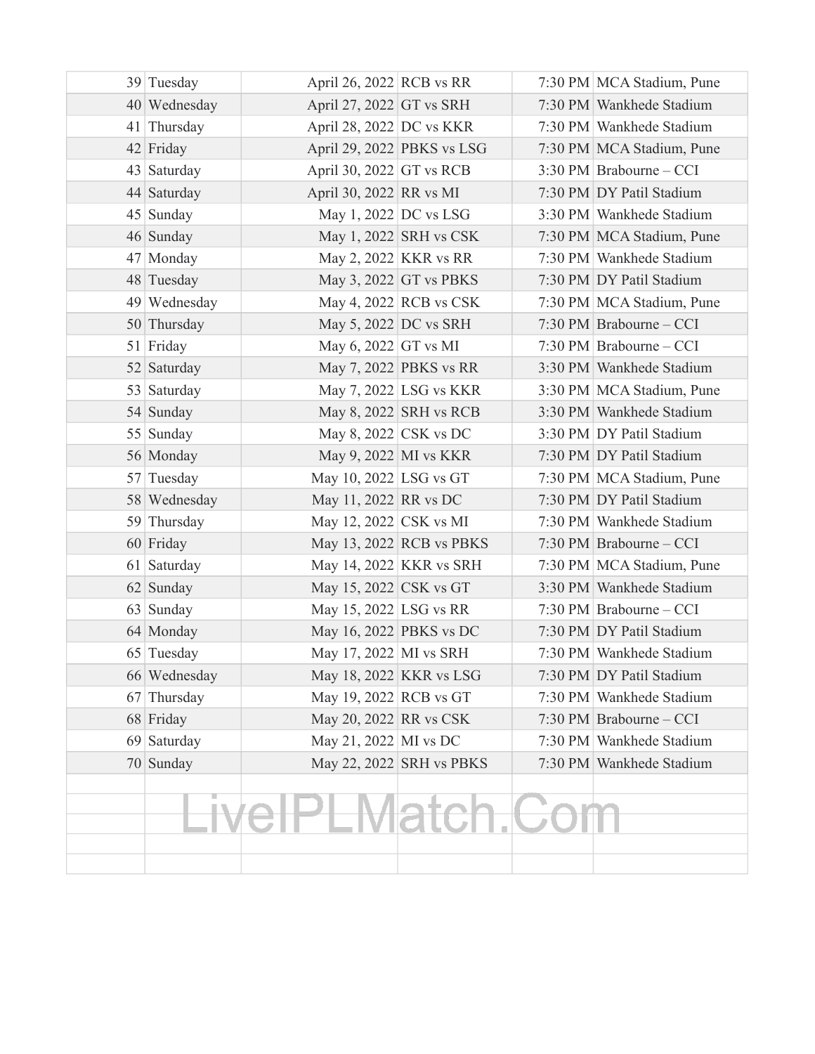| | | | | | |
|---|---|---|---|---|---|
| 39 | Tuesday | April 26, 2022 | RCB vs RR | 7:30 PM | MCA Stadium, Pune |
| 40 | Wednesday | April 27, 2022 | GT vs SRH | 7:30 PM | Wankhede Stadium |
| 41 | Thursday | April 28, 2022 | DC vs KKR | 7:30 PM | Wankhede Stadium |
| 42 | Friday | April 29, 2022 | PBKS vs LSG | 7:30 PM | MCA Stadium, Pune |
| 43 | Saturday | April 30, 2022 | GT vs RCB | 3:30 PM | Brabourne – CCI |
| 44 | Saturday | April 30, 2022 | RR vs MI | 7:30 PM | DY Patil Stadium |
| 45 | Sunday | May 1, 2022 | DC vs LSG | 3:30 PM | Wankhede Stadium |
| 46 | Sunday | May 1, 2022 | SRH vs CSK | 7:30 PM | MCA Stadium, Pune |
| 47 | Monday | May 2, 2022 | KKR vs RR | 7:30 PM | Wankhede Stadium |
| 48 | Tuesday | May 3, 2022 | GT vs PBKS | 7:30 PM | DY Patil Stadium |
| 49 | Wednesday | May 4, 2022 | RCB vs CSK | 7:30 PM | MCA Stadium, Pune |
| 50 | Thursday | May 5, 2022 | DC vs SRH | 7:30 PM | Brabourne – CCI |
| 51 | Friday | May 6, 2022 | GT vs MI | 7:30 PM | Brabourne – CCI |
| 52 | Saturday | May 7, 2022 | PBKS vs RR | 3:30 PM | Wankhede Stadium |
| 53 | Saturday | May 7, 2022 | LSG vs KKR | 3:30 PM | MCA Stadium, Pune |
| 54 | Sunday | May 8, 2022 | SRH vs RCB | 3:30 PM | Wankhede Stadium |
| 55 | Sunday | May 8, 2022 | CSK vs DC | 3:30 PM | DY Patil Stadium |
| 56 | Monday | May 9, 2022 | MI vs KKR | 7:30 PM | DY Patil Stadium |
| 57 | Tuesday | May 10, 2022 | LSG vs GT | 7:30 PM | MCA Stadium, Pune |
| 58 | Wednesday | May 11, 2022 | RR vs DC | 7:30 PM | DY Patil Stadium |
| 59 | Thursday | May 12, 2022 | CSK vs MI | 7:30 PM | Wankhede Stadium |
| 60 | Friday | May 13, 2022 | RCB vs PBKS | 7:30 PM | Brabourne – CCI |
| 61 | Saturday | May 14, 2022 | KKR vs SRH | 7:30 PM | MCA Stadium, Pune |
| 62 | Sunday | May 15, 2022 | CSK vs GT | 3:30 PM | Wankhede Stadium |
| 63 | Sunday | May 15, 2022 | LSG vs RR | 7:30 PM | Brabourne – CCI |
| 64 | Monday | May 16, 2022 | PBKS vs DC | 7:30 PM | DY Patil Stadium |
| 65 | Tuesday | May 17, 2022 | MI vs SRH | 7:30 PM | Wankhede Stadium |
| 66 | Wednesday | May 18, 2022 | KKR vs LSG | 7:30 PM | DY Patil Stadium |
| 67 | Thursday | May 19, 2022 | RCB vs GT | 7:30 PM | Wankhede Stadium |
| 68 | Friday | May 20, 2022 | RR vs CSK | 7:30 PM | Brabourne – CCI |
| 69 | Saturday | May 21, 2022 | MI vs DC | 7:30 PM | Wankhede Stadium |
| 70 | Sunday | May 22, 2022 | SRH vs PBKS | 7:30 PM | Wankhede Stadium |

LiveIPLMatch.Com